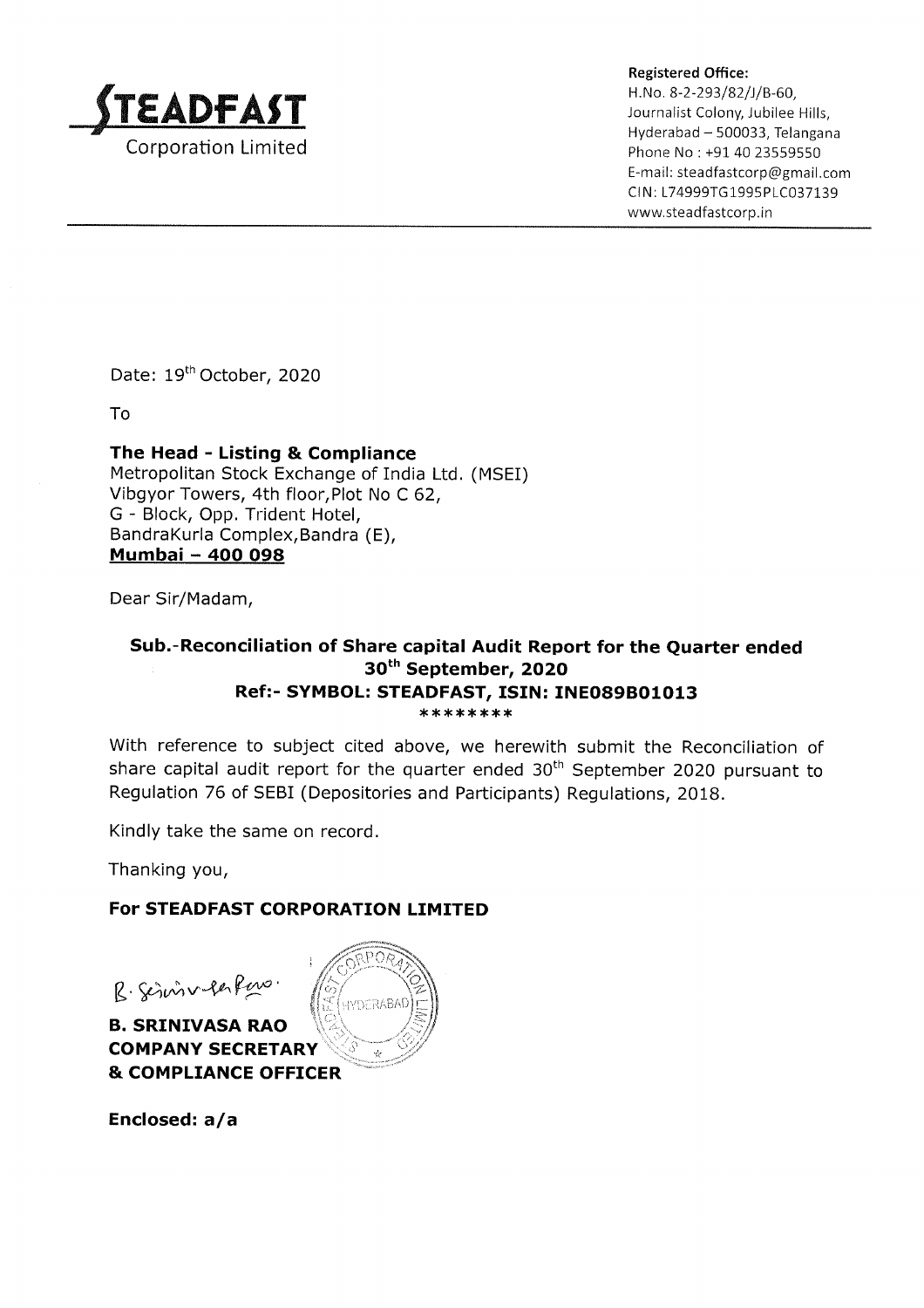**STEADFAST**
Corporation Limited

**Registered Office:**
H.No. 8-2-293/82/J/B-60,
Journalist Colony, Jubilee Hills,
Hyderabad – 500033, Telangana
Phone No : +91 40 23559550
E-mail: steadfastcorp@gmail.com
CIN: L74999TG1995PLC037139
www.steadfastcorp.in

Date: 19th October, 2020

To

**The Head - Listing & Compliance**
Metropolitan Stock Exchange of India Ltd. (MSEI)
Vibgyor Towers, 4th floor,Plot No C 62,
G - Block, Opp. Trident Hotel,
BandraKurla Complex,Bandra (E),
**Mumbai – 400 098**

Dear Sir/Madam,

**Sub.-Reconciliation of Share capital Audit Report for the Quarter ended 30th September, 2020**
**Ref:- SYMBOL: STEADFAST, ISIN: INE089B01013**
********

With reference to subject cited above, we herewith submit the Reconciliation of share capital audit report for the quarter ended 30th September 2020 pursuant to Regulation 76 of SEBI (Depositories and Participants) Regulations, 2018.

Kindly take the same on record.

Thanking you,

**For STEADFAST CORPORATION LIMITED**

B. Srinivasa Rao

**B. SRINIVASA RAO**
**COMPANY SECRETARY**
**& COMPLIANCE OFFICER**

**Enclosed: a/a**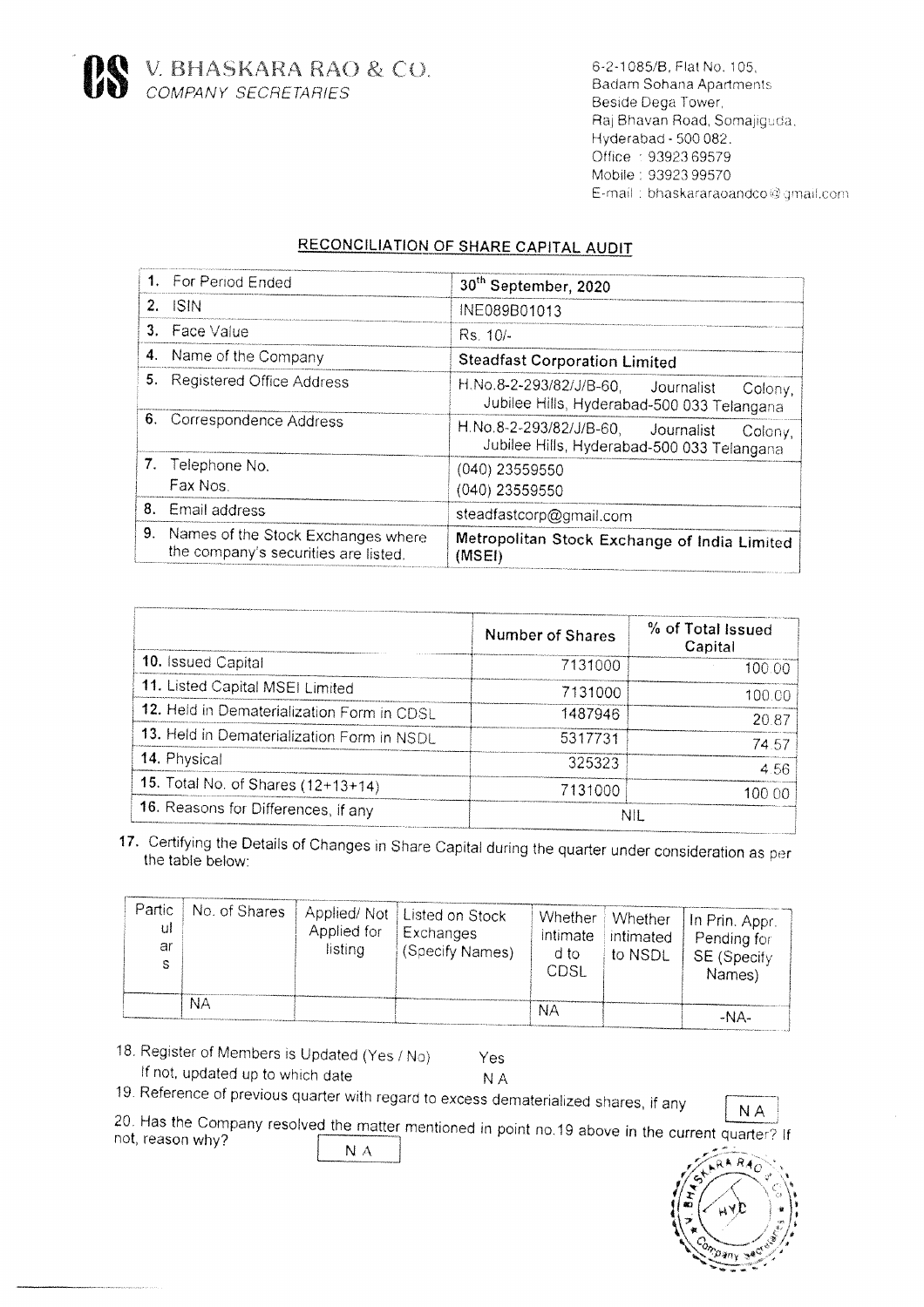# V. BHASKARA RAO & CO.
*COMPANY SECRETARIES*

6-2-1085/B, Flat No. 105,
Badam Sohana Apartments
Beside Dega Tower,
Raj Bhavan Road, Somajiguda,
Hyderabad - 500 082.
Office : 93923 69579
Mobile : 93923 99570
E-mail : bhaskararaoandco@gmail.com

## RECONCILIATION OF SHARE CAPITAL AUDIT

| | |
|---|---|
| 1. For Period Ended | 30th September, 2020 |
| 2. ISIN | INE089B01013 |
| 3. Face Value | Rs. 10/- |
| 4. Name of the Company | **Steadfast Corporation Limited** |
| 5. Registered Office Address | H.No.8-2-293/82/J/B-60, Journalist Colony, Jubilee Hills, Hyderabad-500 033 Telangana |
| 6. Correspondence Address | H.No.8-2-293/82/J/B-60, Journalist Colony, Jubilee Hills, Hyderabad-500 033 Telangana |
| 7. Telephone No.<br>Fax Nos. | (040) 23559550<br>(040) 23559550 |
| 8. Email address | steadfastcorp@gmail.com |
| 9. Names of the Stock Exchanges where the company's securities are listed. | **Metropolitan Stock Exchange of India Limited (MSEI)** |

| | Number of Shares | % of Total Issued Capital |
|---|---|---|
| 10. Issued Capital | 7131000 | 100.00 |
| 11. Listed Capital MSEI Limited | 7131000 | 100.00 |
| 12. Held in Dematerialization Form in CDSL | 1487946 | 20.87 |
| 13. Held in Dematerialization Form in NSDL | 5317731 | 74.57 |
| 14. Physical | 325323 | 4.56 |
| 15. Total No. of Shares (12+13+14) | 7131000 | 100.00 |
| 16. Reasons for Differences, if any | NIL | |

17. Certifying the Details of Changes in Share Capital during the quarter under consideration as per the table below:

| Particulars | No. of Shares | Applied/ Not Applied for listing | Listed on Stock Exchanges (Specify Names) | Whether intimated to CDSL | Whether intimated to NSDL | In Prin. Appr. Pending for SE (Specify Names) |
|---|---|---|---|---|---|---|
| | NA | | | NA | | -NA- |

18. Register of Members is Updated (Yes / No) Yes
If not, updated up to which date N A

19. Reference of previous quarter with regard to excess dematerialized shares, if any N A

20. Has the Company resolved the matter mentioned in point no.19 above in the current quarter? If not, reason why? N A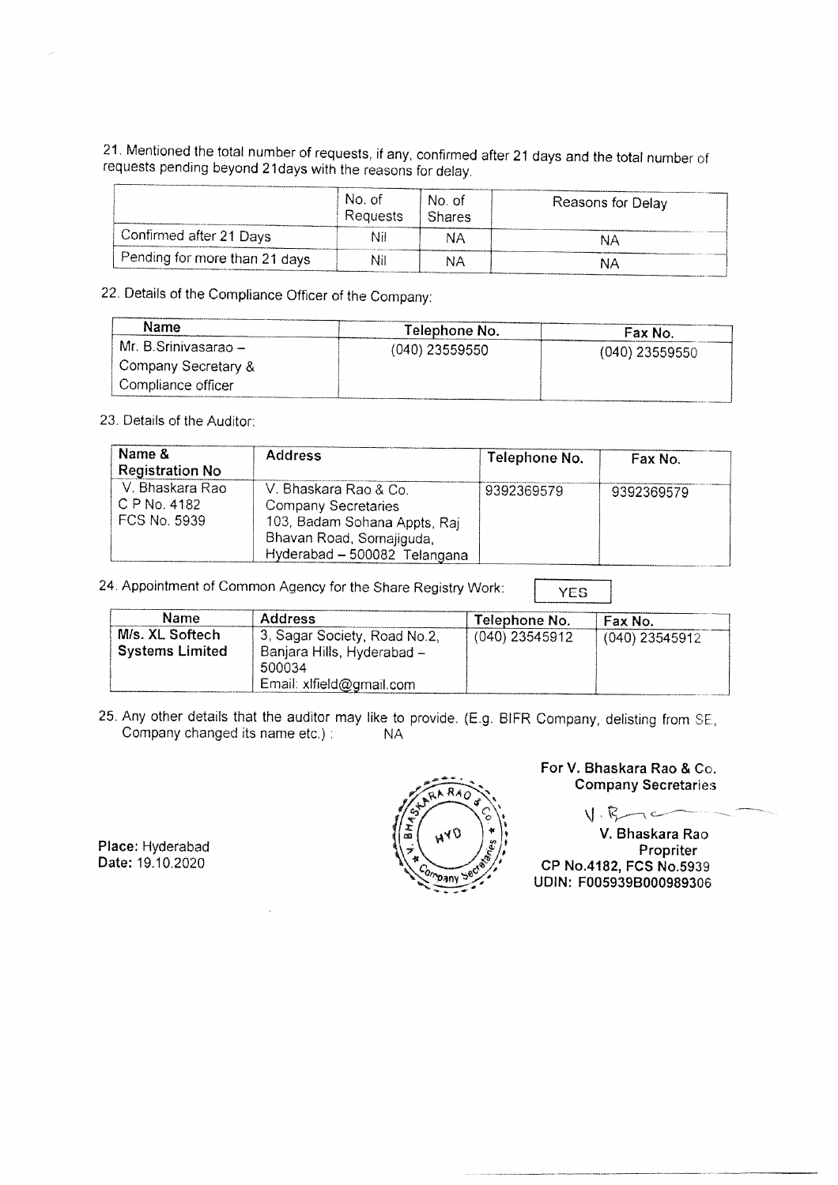21. Mentioned the total number of requests, if any, confirmed after 21 days and the total number of requests pending beyond 21days with the reasons for delay.

| | No. of Requests | No. of Shares | Reasons for Delay |
|---|---|---|---|
| Confirmed after 21 Days | Nil | NA | NA |
| Pending for more than 21 days | Nil | NA | NA |

22. Details of the Compliance Officer of the Company:

| Name | Telephone No. | Fax No. |
|---|---|---|
| Mr. B.Srinivasarao – Company Secretary & Compliance officer | (040) 23559550 | (040) 23559550 |

23. Details of the Auditor:

| Name & Registration No | Address | Telephone No. | Fax No. |
|---|---|---|---|
| V. Bhaskara Rao C P No. 4182 FCS No. 5939 | V. Bhaskara Rao & Co. Company Secretaries 103, Badam Sohana Appts, Raj Bhavan Road, Somajiguda, Hyderabad – 500082 Telangana | 9392369579 | 9392369579 |

24. Appointment of Common Agency for the Share Registry Work: YES

| Name | Address | Telephone No. | Fax No. |
|---|---|---|---|
| **M/s. XL Softech Systems Limited** | 3, Sagar Society, Road No.2, Banjara Hills, Hyderabad – 500034 Email: xlfield@gmail.com | (040) 23545912 | (040) 23545912 |

25. Any other details that the auditor may like to provide. (E.g. BIFR Company, delisting from SE, Company changed its name etc.) : NA

**Place:** Hyderabad
**Date:** 19.10.2020

**For V. Bhaskara Rao & Co.**
**Company Secretaries**

**V. Bhaskara Rao**
**Propriter**
**CP No.4182, FCS No.5939**
**UDIN: F005939B000989306**